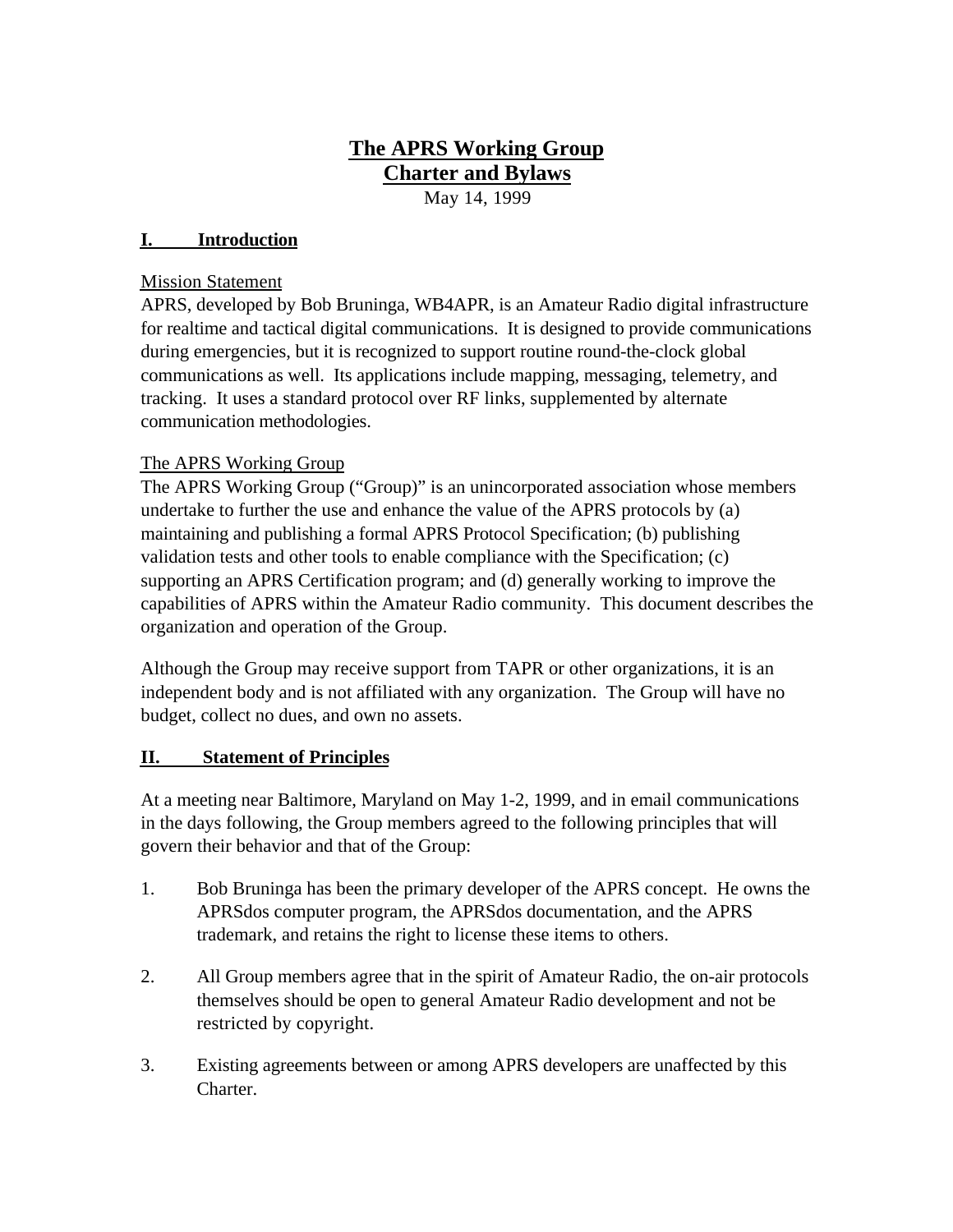# The APRS Working Group
# Charter and Bylaws

May 14, 1999

## I. Introduction

Mission Statement

APRS, developed by Bob Bruninga, WB4APR, is an Amateur Radio digital infrastructure for realtime and tactical digital communications. It is designed to provide communications during emergencies, but it is recognized to support routine round-the-clock global communications as well. Its applications include mapping, messaging, telemetry, and tracking. It uses a standard protocol over RF links, supplemented by alternate communication methodologies.

The APRS Working Group

The APRS Working Group ("Group)" is an unincorporated association whose members undertake to further the use and enhance the value of the APRS protocols by (a) maintaining and publishing a formal APRS Protocol Specification; (b) publishing validation tests and other tools to enable compliance with the Specification; (c) supporting an APRS Certification program; and (d) generally working to improve the capabilities of APRS within the Amateur Radio community. This document describes the organization and operation of the Group.

Although the Group may receive support from TAPR or other organizations, it is an independent body and is not affiliated with any organization. The Group will have no budget, collect no dues, and own no assets.

## II. Statement of Principles

At a meeting near Baltimore, Maryland on May 1-2, 1999, and in email communications in the days following, the Group members agreed to the following principles that will govern their behavior and that of the Group:

1. Bob Bruninga has been the primary developer of the APRS concept. He owns the APRSdos computer program, the APRSdos documentation, and the APRS trademark, and retains the right to license these items to others.

2. All Group members agree that in the spirit of Amateur Radio, the on-air protocols themselves should be open to general Amateur Radio development and not be restricted by copyright.

3. Existing agreements between or among APRS developers are unaffected by this Charter.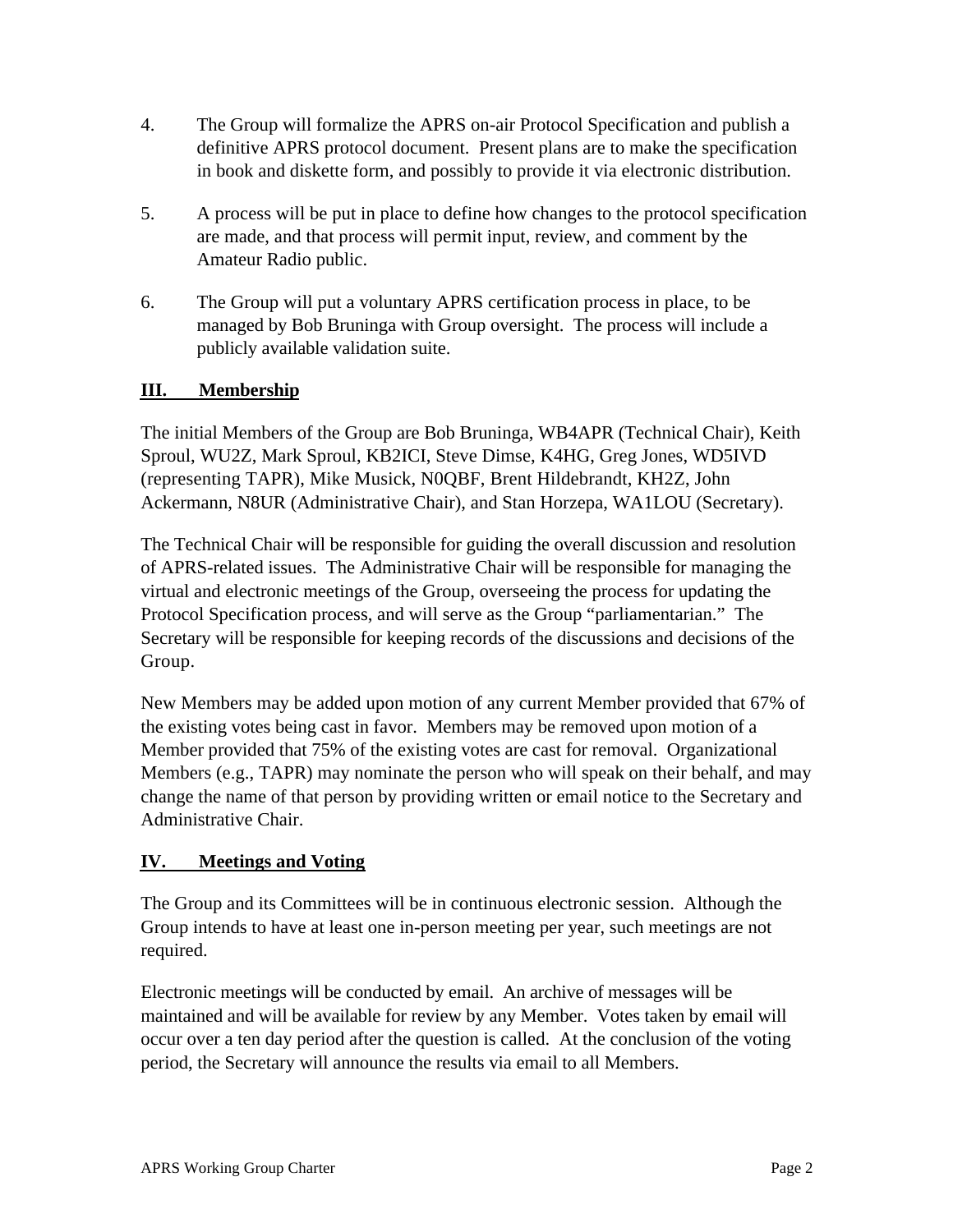4. The Group will formalize the APRS on-air Protocol Specification and publish a definitive APRS protocol document. Present plans are to make the specification in book and diskette form, and possibly to provide it via electronic distribution.

5. A process will be put in place to define how changes to the protocol specification are made, and that process will permit input, review, and comment by the Amateur Radio public.

6. The Group will put a voluntary APRS certification process in place, to be managed by Bob Bruninga with Group oversight. The process will include a publicly available validation suite.

## III. Membership

The initial Members of the Group are Bob Bruninga, WB4APR (Technical Chair), Keith Sproul, WU2Z, Mark Sproul, KB2ICI, Steve Dimse, K4HG, Greg Jones, WD5IVD (representing TAPR), Mike Musick, N0QBF, Brent Hildebrandt, KH2Z, John Ackermann, N8UR (Administrative Chair), and Stan Horzepa, WA1LOU (Secretary).

The Technical Chair will be responsible for guiding the overall discussion and resolution of APRS-related issues. The Administrative Chair will be responsible for managing the virtual and electronic meetings of the Group, overseeing the process for updating the Protocol Specification process, and will serve as the Group "parliamentarian." The Secretary will be responsible for keeping records of the discussions and decisions of the Group.

New Members may be added upon motion of any current Member provided that 67% of the existing votes being cast in favor. Members may be removed upon motion of a Member provided that 75% of the existing votes are cast for removal. Organizational Members (e.g., TAPR) may nominate the person who will speak on their behalf, and may change the name of that person by providing written or email notice to the Secretary and Administrative Chair.

## IV. Meetings and Voting

The Group and its Committees will be in continuous electronic session. Although the Group intends to have at least one in-person meeting per year, such meetings are not required.

Electronic meetings will be conducted by email. An archive of messages will be maintained and will be available for review by any Member. Votes taken by email will occur over a ten day period after the question is called. At the conclusion of the voting period, the Secretary will announce the results via email to all Members.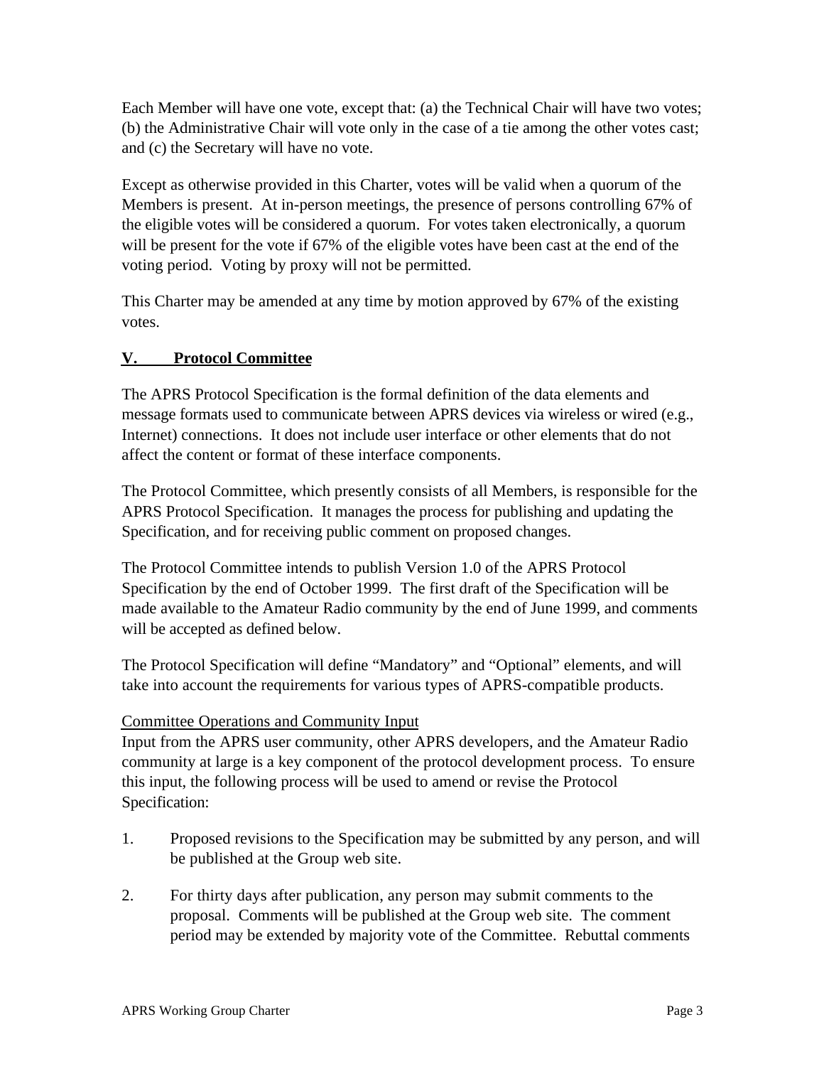Each Member will have one vote, except that: (a) the Technical Chair will have two votes; (b) the Administrative Chair will vote only in the case of a tie among the other votes cast; and (c) the Secretary will have no vote.

Except as otherwise provided in this Charter, votes will be valid when a quorum of the Members is present. At in-person meetings, the presence of persons controlling 67% of the eligible votes will be considered a quorum. For votes taken electronically, a quorum will be present for the vote if 67% of the eligible votes have been cast at the end of the voting period. Voting by proxy will not be permitted.

This Charter may be amended at any time by motion approved by 67% of the existing votes.

## V. Protocol Committee

The APRS Protocol Specification is the formal definition of the data elements and message formats used to communicate between APRS devices via wireless or wired (e.g., Internet) connections. It does not include user interface or other elements that do not affect the content or format of these interface components.

The Protocol Committee, which presently consists of all Members, is responsible for the APRS Protocol Specification. It manages the process for publishing and updating the Specification, and for receiving public comment on proposed changes.

The Protocol Committee intends to publish Version 1.0 of the APRS Protocol Specification by the end of October 1999. The first draft of the Specification will be made available to the Amateur Radio community by the end of June 1999, and comments will be accepted as defined below.

The Protocol Specification will define "Mandatory" and "Optional" elements, and will take into account the requirements for various types of APRS-compatible products.

### Committee Operations and Community Input

Input from the APRS user community, other APRS developers, and the Amateur Radio community at large is a key component of the protocol development process. To ensure this input, the following process will be used to amend or revise the Protocol Specification:

1. Proposed revisions to the Specification may be submitted by any person, and will be published at the Group web site.

2. For thirty days after publication, any person may submit comments to the proposal. Comments will be published at the Group web site. The comment period may be extended by majority vote of the Committee. Rebuttal comments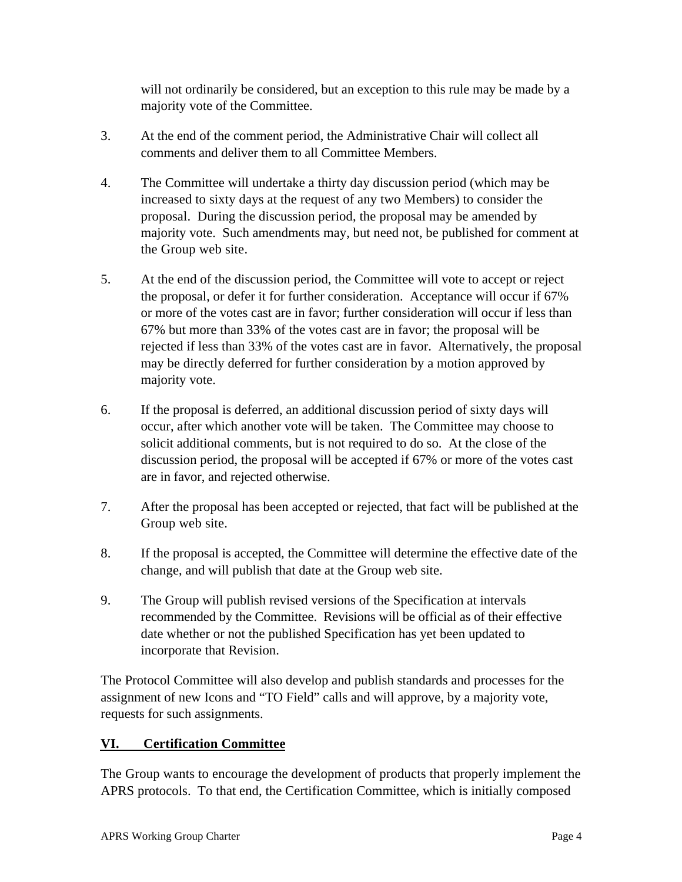will not ordinarily be considered, but an exception to this rule may be made by a majority vote of the Committee.

3. At the end of the comment period, the Administrative Chair will collect all comments and deliver them to all Committee Members.

4. The Committee will undertake a thirty day discussion period (which may be increased to sixty days at the request of any two Members) to consider the proposal. During the discussion period, the proposal may be amended by majority vote. Such amendments may, but need not, be published for comment at the Group web site.

5. At the end of the discussion period, the Committee will vote to accept or reject the proposal, or defer it for further consideration. Acceptance will occur if 67% or more of the votes cast are in favor; further consideration will occur if less than 67% but more than 33% of the votes cast are in favor; the proposal will be rejected if less than 33% of the votes cast are in favor. Alternatively, the proposal may be directly deferred for further consideration by a motion approved by majority vote.

6. If the proposal is deferred, an additional discussion period of sixty days will occur, after which another vote will be taken. The Committee may choose to solicit additional comments, but is not required to do so. At the close of the discussion period, the proposal will be accepted if 67% or more of the votes cast are in favor, and rejected otherwise.

7. After the proposal has been accepted or rejected, that fact will be published at the Group web site.

8. If the proposal is accepted, the Committee will determine the effective date of the change, and will publish that date at the Group web site.

9. The Group will publish revised versions of the Specification at intervals recommended by the Committee. Revisions will be official as of their effective date whether or not the published Specification has yet been updated to incorporate that Revision.

The Protocol Committee will also develop and publish standards and processes for the assignment of new Icons and "TO Field" calls and will approve, by a majority vote, requests for such assignments.

## VI. Certification Committee

The Group wants to encourage the development of products that properly implement the APRS protocols. To that end, the Certification Committee, which is initially composed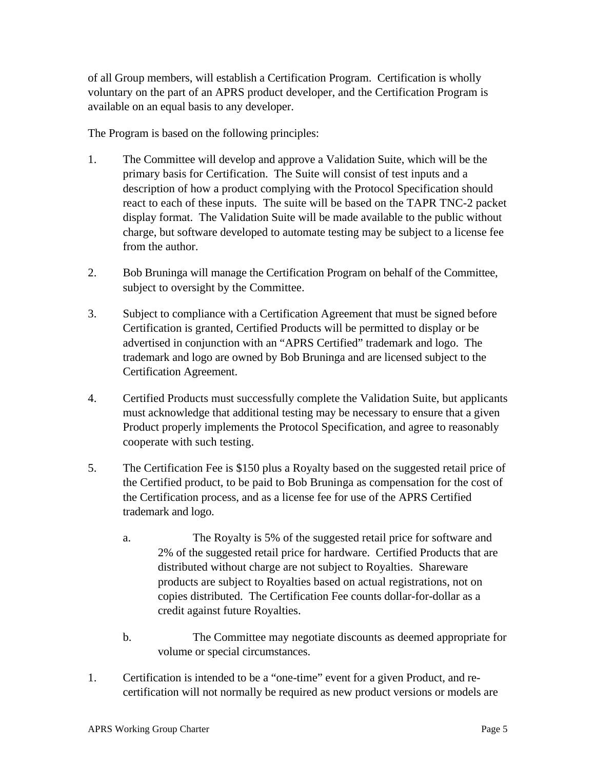of all Group members, will establish a Certification Program. Certification is wholly voluntary on the part of an APRS product developer, and the Certification Program is available on an equal basis to any developer.

The Program is based on the following principles:

1. The Committee will develop and approve a Validation Suite, which will be the primary basis for Certification. The Suite will consist of test inputs and a description of how a product complying with the Protocol Specification should react to each of these inputs. The suite will be based on the TAPR TNC-2 packet display format. The Validation Suite will be made available to the public without charge, but software developed to automate testing may be subject to a license fee from the author.

2. Bob Bruninga will manage the Certification Program on behalf of the Committee, subject to oversight by the Committee.

3. Subject to compliance with a Certification Agreement that must be signed before Certification is granted, Certified Products will be permitted to display or be advertised in conjunction with an "APRS Certified" trademark and logo. The trademark and logo are owned by Bob Bruninga and are licensed subject to the Certification Agreement.

4. Certified Products must successfully complete the Validation Suite, but applicants must acknowledge that additional testing may be necessary to ensure that a given Product properly implements the Protocol Specification, and agree to reasonably cooperate with such testing.

5. The Certification Fee is $150 plus a Royalty based on the suggested retail price of the Certified product, to be paid to Bob Bruninga as compensation for the cost of the Certification process, and as a license fee for use of the APRS Certified trademark and logo.

    a. The Royalty is 5% of the suggested retail price for software and 2% of the suggested retail price for hardware. Certified Products that are distributed without charge are not subject to Royalties. Shareware products are subject to Royalties based on actual registrations, not on copies distributed. The Certification Fee counts dollar-for-dollar as a credit against future Royalties.

    b. The Committee may negotiate discounts as deemed appropriate for volume or special circumstances.

1. Certification is intended to be a "one-time" event for a given Product, and re-certification will not normally be required as new product versions or models are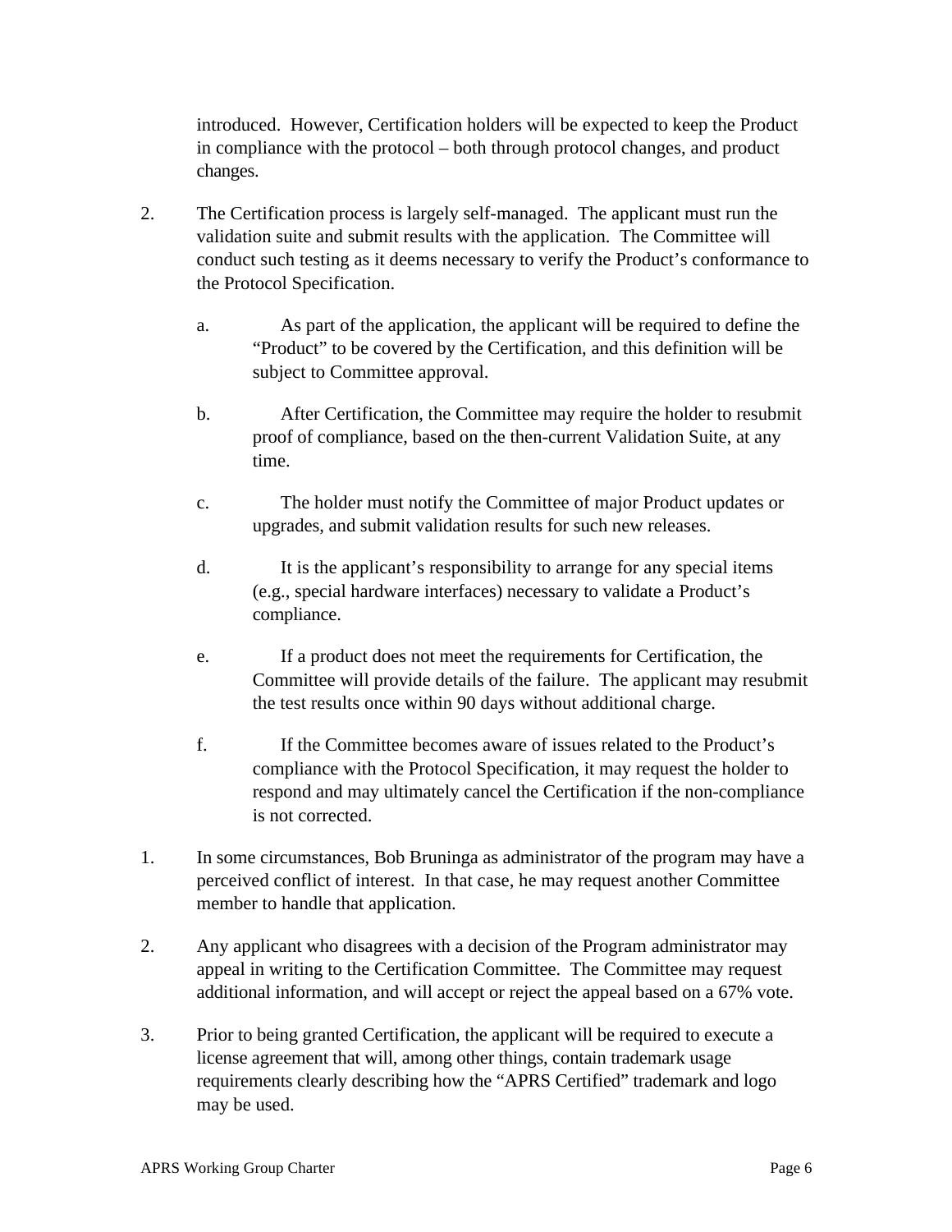introduced. However, Certification holders will be expected to keep the Product in compliance with the protocol – both through protocol changes, and product changes.

2. The Certification process is largely self-managed. The applicant must run the validation suite and submit results with the application. The Committee will conduct such testing as it deems necessary to verify the Product's conformance to the Protocol Specification.

   a. As part of the application, the applicant will be required to define the "Product" to be covered by the Certification, and this definition will be subject to Committee approval.

   b. After Certification, the Committee may require the holder to resubmit proof of compliance, based on the then-current Validation Suite, at any time.

   c. The holder must notify the Committee of major Product updates or upgrades, and submit validation results for such new releases.

   d. It is the applicant's responsibility to arrange for any special items (e.g., special hardware interfaces) necessary to validate a Product's compliance.

   e. If a product does not meet the requirements for Certification, the Committee will provide details of the failure. The applicant may resubmit the test results once within 90 days without additional charge.

   f. If the Committee becomes aware of issues related to the Product's compliance with the Protocol Specification, it may request the holder to respond and may ultimately cancel the Certification if the non-compliance is not corrected.

1. In some circumstances, Bob Bruninga as administrator of the program may have a perceived conflict of interest. In that case, he may request another Committee member to handle that application.

2. Any applicant who disagrees with a decision of the Program administrator may appeal in writing to the Certification Committee. The Committee may request additional information, and will accept or reject the appeal based on a 67% vote.

3. Prior to being granted Certification, the applicant will be required to execute a license agreement that will, among other things, contain trademark usage requirements clearly describing how the "APRS Certified" trademark and logo may be used.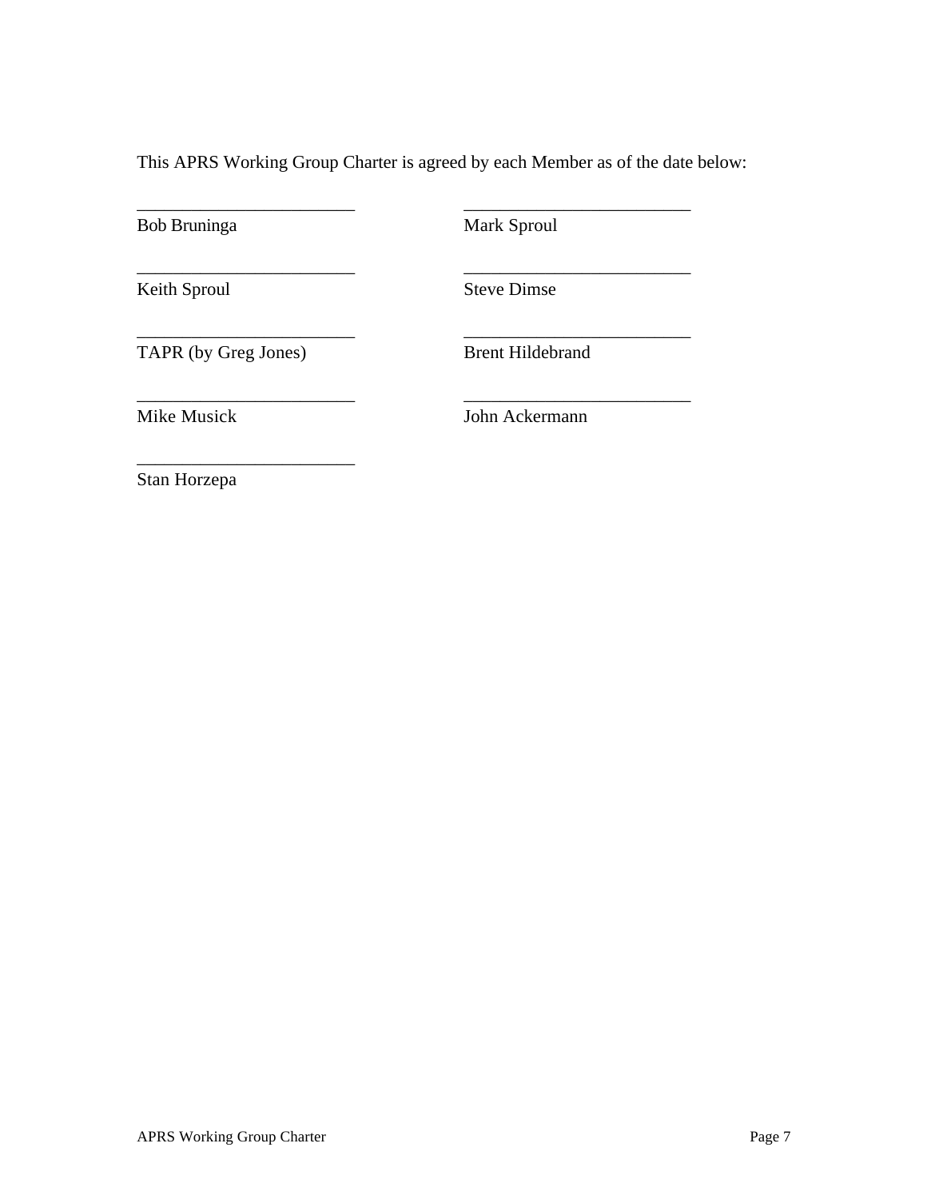This APRS Working Group Charter is agreed by each Member as of the date below:

| | |
|---|---|
| ________________________ | ________________________ |
| Bob Bruninga | Mark Sproul |
| ________________________ | ________________________ |
| Keith Sproul | Steve Dimse |
| ________________________ | ________________________ |
| TAPR (by Greg Jones) | Brent Hildebrand |
| ________________________ | ________________________ |
| Mike Musick | John Ackermann |
| ________________________ | |
| Stan Horzepa | |